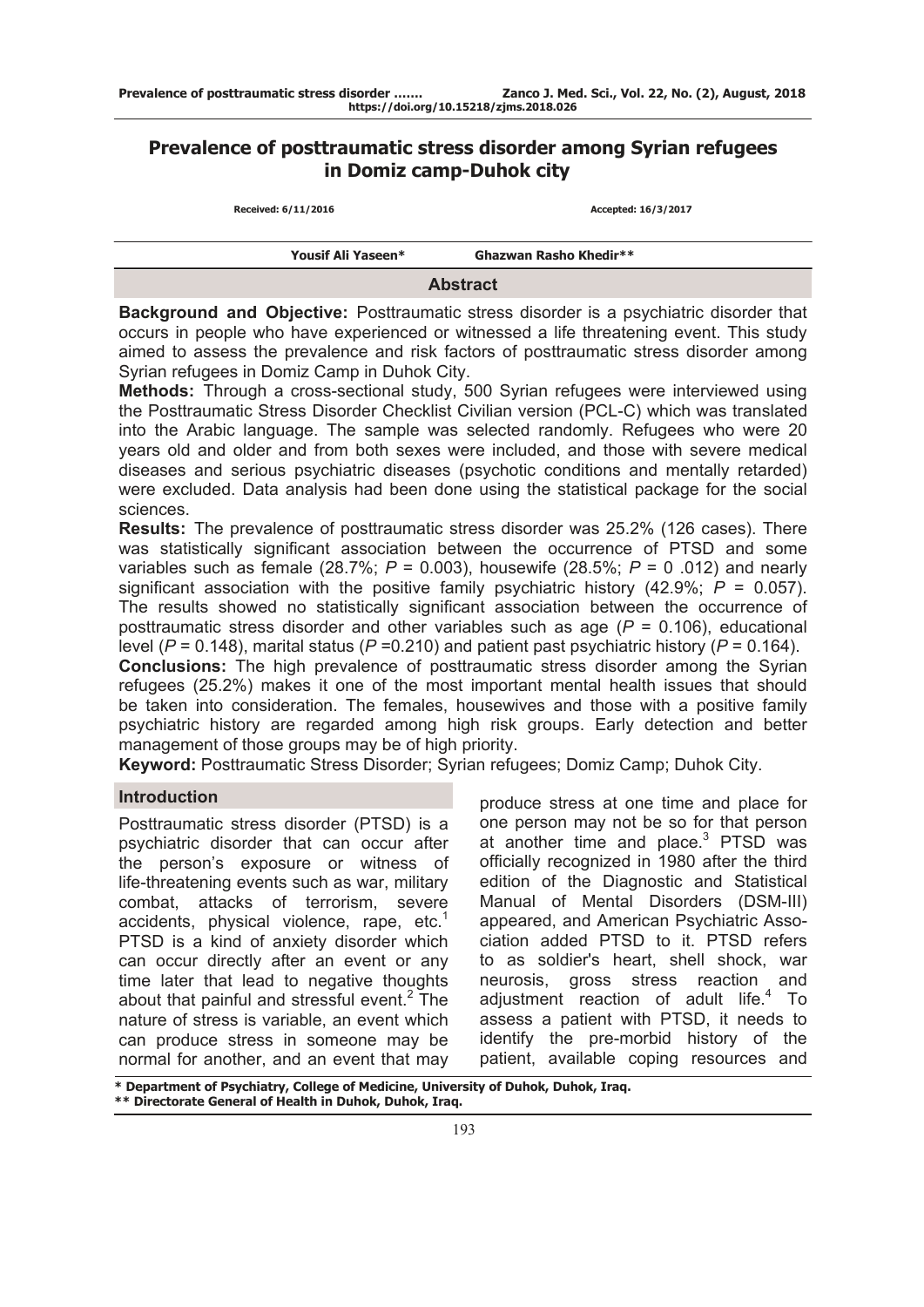# Prevalence of posttraumatic stress disorder among Syrian refugees in Domiz camp-Duhok city

Received: 6/11/2016 Accepted: 16/3/2017

Yousif Ali Yaseen* Ghazwan Rasho Khedir**

## Abstract

**Background and Objective:** Posttraumatic stress disorder is a psychiatric disorder that occurs in people who have experienced or witnessed a life threatening event. This study aimed to assess the prevalence and risk factors of posttraumatic stress disorder among Syrian refugees in Domiz Camp in Duhok City.

**Methods:** Through a cross-sectional study, 500 Syrian refugees were interviewed using the Posttraumatic Stress Disorder Checklist Civilian version (PCL-C) which was translated into the Arabic language. The sample was selected randomly. Refugees who were 20 years old and older and from both sexes were included, and those with severe medical diseases and serious psychiatric diseases (psychotic conditions and mentally retarded) were excluded. Data analysis had been done using the statistical package for the social sciences.

**Results:** The prevalence of posttraumatic stress disorder was 25.2% (126 cases). There was statistically significant association between the occurrence of PTSD and some variables such as female (28.7%; $P$ = 0.003), housewife (28.5%; $P$ = 0 .012) and nearly significant association with the positive family psychiatric history (42.9%; $P$ = 0.057). The results showed no statistically significant association between the occurrence of posttraumatic stress disorder and other variables such as age ($P$ = 0.106), educational level ($P$ = 0.148), marital status ($P$ =0.210) and patient past psychiatric history ($P$ = 0.164).

**Conclusions:** The high prevalence of posttraumatic stress disorder among the Syrian refugees (25.2%) makes it one of the most important mental health issues that should be taken into consideration. The females, housewives and those with a positive family psychiatric history are regarded among high risk groups. Early detection and better management of those groups may be of high priority.

**Keyword:** Posttraumatic Stress Disorder; Syrian refugees; Domiz Camp; Duhok City.

## Introduction

Posttraumatic stress disorder (PTSD) is a psychiatric disorder that can occur after the person's exposure or witness of life-threatening events such as war, military combat, attacks of terrorism, severe accidents, physical violence, rape, etc.[1] PTSD is a kind of anxiety disorder which can occur directly after an event or any time later that lead to negative thoughts about that painful and stressful event.[2] The nature of stress is variable, an event which can produce stress in someone may be normal for another, and an event that may produce stress at one time and place for one person may not be so for that person at another time and place.[3] PTSD was officially recognized in 1980 after the third edition of the Diagnostic and Statistical Manual of Mental Disorders (DSM-III) appeared, and American Psychiatric Association added PTSD to it. PTSD refers to as soldier's heart, shell shock, war neurosis, gross stress reaction and adjustment reaction of adult life.[4] To assess a patient with PTSD, it needs to identify the pre-morbid history of the patient, available coping resources and

\* Department of Psychiatry, College of Medicine, University of Duhok, Duhok, Iraq.
\*\* Directorate General of Health in Duhok, Duhok, Iraq.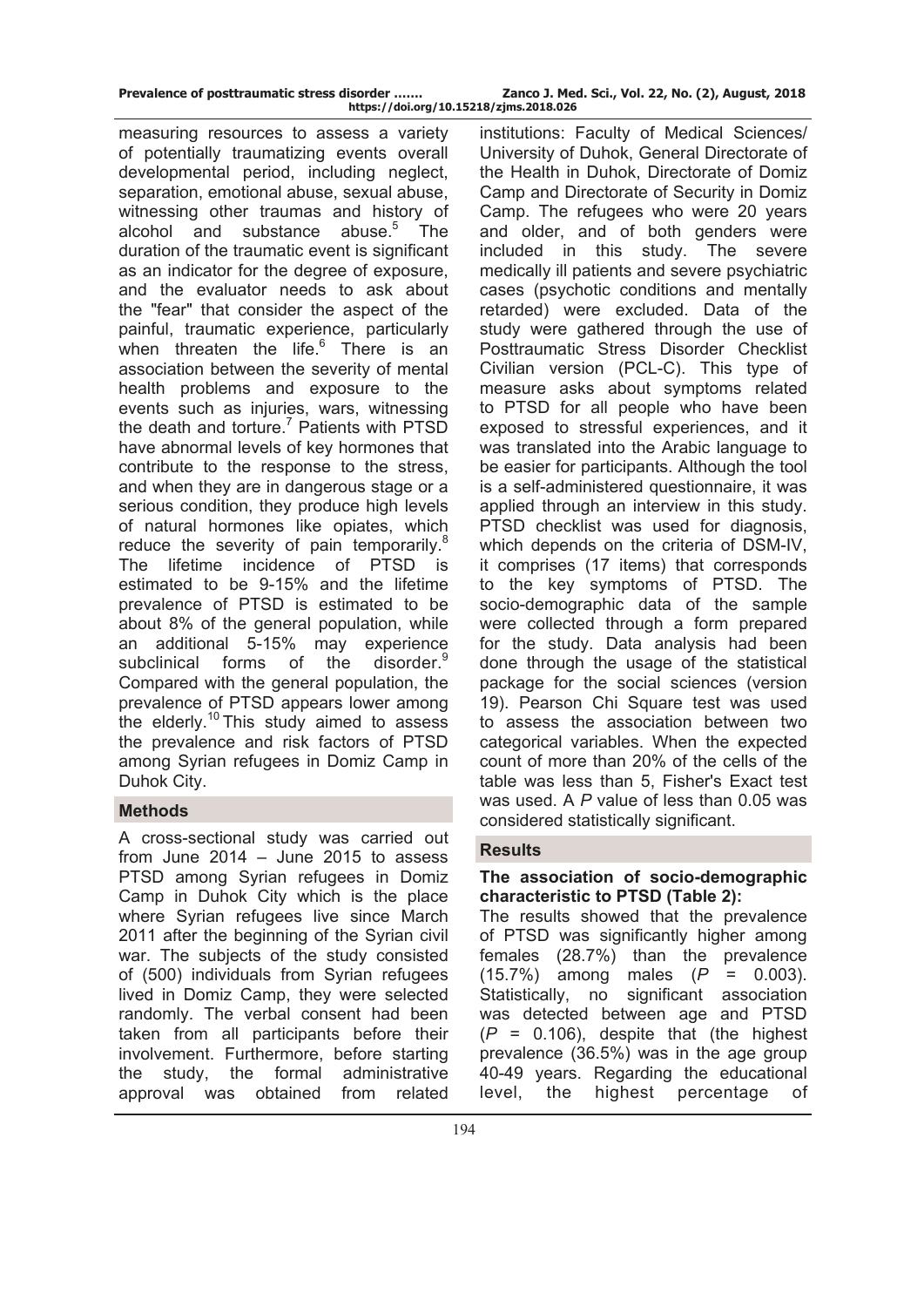measuring resources to assess a variety of potentially traumatizing events overall developmental period, including neglect, separation, emotional abuse, sexual abuse, witnessing other traumas and history of alcohol and substance abuse.[5] The duration of the traumatic event is significant as an indicator for the degree of exposure, and the evaluator needs to ask about the "fear" that consider the aspect of the painful, traumatic experience, particularly when threaten the life.[6] There is an association between the severity of mental health problems and exposure to the events such as injuries, wars, witnessing the death and torture.[7] Patients with PTSD have abnormal levels of key hormones that contribute to the response to the stress, and when they are in dangerous stage or a serious condition, they produce high levels of natural hormones like opiates, which reduce the severity of pain temporarily.[8] The lifetime incidence of PTSD is estimated to be 9-15% and the lifetime prevalence of PTSD is estimated to be about 8% of the general population, while an additional 5-15% may experience subclinical forms of the disorder.[9] Compared with the general population, the prevalence of PTSD appears lower among the elderly.[10] This study aimed to assess the prevalence and risk factors of PTSD among Syrian refugees in Domiz Camp in Duhok City.

## Methods

A cross-sectional study was carried out from June 2014 – June 2015 to assess PTSD among Syrian refugees in Domiz Camp in Duhok City which is the place where Syrian refugees live since March 2011 after the beginning of the Syrian civil war. The subjects of the study consisted of (500) individuals from Syrian refugees lived in Domiz Camp, they were selected randomly. The verbal consent had been taken from all participants before their involvement. Furthermore, before starting the study, the formal administrative approval was obtained from related institutions: Faculty of Medical Sciences/ University of Duhok, General Directorate of the Health in Duhok, Directorate of Domiz Camp and Directorate of Security in Domiz Camp. The refugees who were 20 years and older, and of both genders were included in this study. The severe medically ill patients and severe psychiatric cases (psychotic conditions and mentally retarded) were excluded. Data of the study were gathered through the use of Posttraumatic Stress Disorder Checklist Civilian version (PCL-C). This type of measure asks about symptoms related to PTSD for all people who have been exposed to stressful experiences, and it was translated into the Arabic language to be easier for participants. Although the tool is a self-administered questionnaire, it was applied through an interview in this study. PTSD checklist was used for diagnosis, which depends on the criteria of DSM-IV, it comprises (17 items) that corresponds to the key symptoms of PTSD. The socio-demographic data of the sample were collected through a form prepared for the study. Data analysis had been done through the usage of the statistical package for the social sciences (version 19). Pearson Chi Square test was used to assess the association between two categorical variables. When the expected count of more than 20% of the cells of the table was less than 5, Fisher's Exact test was used. A $P$ value of less than 0.05 was considered statistically significant.

## Results

### The association of socio-demographic characteristic to PTSD (Table 2):

The results showed that the prevalence of PTSD was significantly higher among females (28.7%) than the prevalence (15.7%) among males ($P$ = 0.003). Statistically, no significant association was detected between age and PTSD ($P$ = 0.106), despite that (the highest prevalence (36.5%) was in the age group 40-49 years. Regarding the educational level, the highest percentage of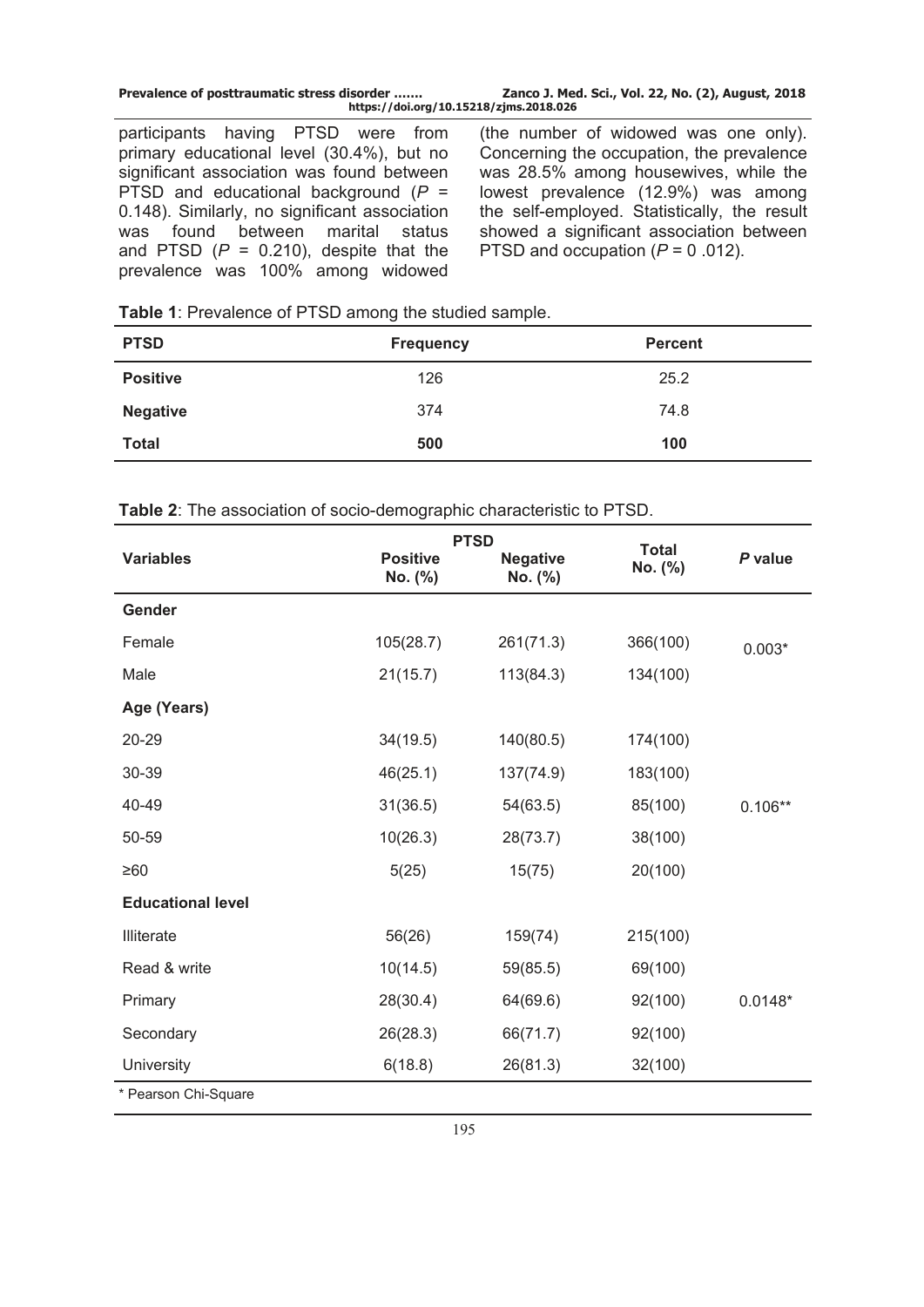participants having PTSD were from primary educational level (30.4%), but no significant association was found between PTSD and educational background ($P$ = 0.148). Similarly, no significant association was found between marital status and PTSD ($P$ = 0.210), despite that the prevalence was 100% among widowed (the number of widowed was one only). Concerning the occupation, the prevalence was 28.5% among housewives, while the lowest prevalence (12.9%) was among the self-employed. Statistically, the result showed a significant association between PTSD and occupation ($P$ = 0 .012).

**Table 1**: Prevalence of PTSD among the studied sample.

| PTSD | Frequency | Percent |
|---|---|---|
| **Positive** | 126 | 25.2 |
| **Negative** | 374 | 74.8 |
| **Total** | **500** | **100** |

**Table 2**: The association of socio-demographic characteristic to PTSD.

| Variables | PTSD | | Total No. (%) | *P* value |
|---|---|---|---|---|
| | Positive No. (%) | Negative No. (%) | | |
| **Gender** | | | | |
| Female | 105(28.7) | 261(71.3) | 366(100) | 0.003* |
| Male | 21(15.7) | 113(84.3) | 134(100) | |
| **Age (Years)** | | | | |
| 20-29 | 34(19.5) | 140(80.5) | 174(100) | |
| 30-39 | 46(25.1) | 137(74.9) | 183(100) | |
| 40-49 | 31(36.5) | 54(63.5) | 85(100) | 0.106** |
| 50-59 | 10(26.3) | 28(73.7) | 38(100) | |
| ≥60 | 5(25) | 15(75) | 20(100) | |
| **Educational level** | | | | |
| Illiterate | 56(26) | 159(74) | 215(100) | |
| Read & write | 10(14.5) | 59(85.5) | 69(100) | |
| Primary | 28(30.4) | 64(69.6) | 92(100) | 0.0148* |
| Secondary | 26(28.3) | 66(71.7) | 92(100) | |
| University | 6(18.8) | 26(81.3) | 32(100) | |

\* Pearson Chi-Square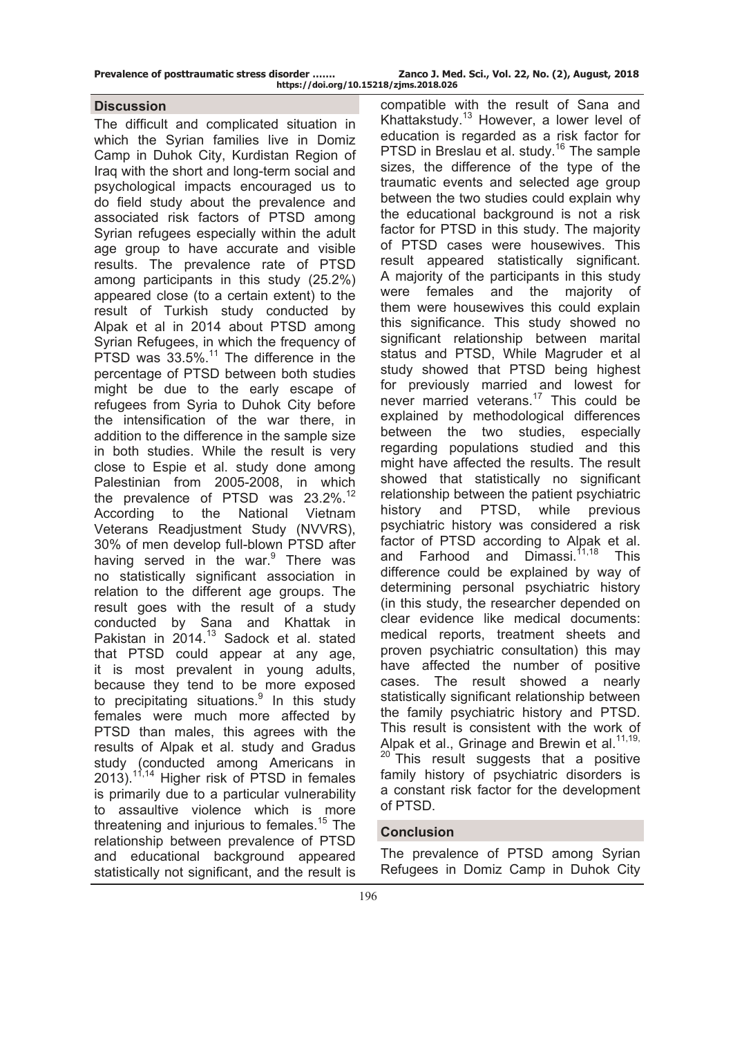## Discussion

The difficult and complicated situation in which the Syrian families live in Domiz Camp in Duhok City, Kurdistan Region of Iraq with the short and long-term social and psychological impacts encouraged us to do field study about the prevalence and associated risk factors of PTSD among Syrian refugees especially within the adult age group to have accurate and visible results. The prevalence rate of PTSD among participants in this study (25.2%) appeared close (to a certain extent) to the result of Turkish study conducted by Alpak et al in 2014 about PTSD among Syrian Refugees, in which the frequency of PTSD was 33.5%.[11] The difference in the percentage of PTSD between both studies might be due to the early escape of refugees from Syria to Duhok City before the intensification of the war there, in addition to the difference in the sample size in both studies. While the result is very close to Espie et al. study done among Palestinian from 2005-2008, in which the prevalence of PTSD was 23.2%.[12] According to the National Vietnam Veterans Readjustment Study (NVVRS), 30% of men develop full-blown PTSD after having served in the war.[9] There was no statistically significant association in relation to the different age groups. The result goes with the result of a study conducted by Sana and Khattak in Pakistan in 2014.[13] Sadock et al. stated that PTSD could appear at any age, it is most prevalent in young adults, because they tend to be more exposed to precipitating situations.[9] In this study females were much more affected by PTSD than males, this agrees with the results of Alpak et al. study and Gradus study (conducted among Americans in 2013).[11,14] Higher risk of PTSD in females is primarily due to a particular vulnerability to assaultive violence which is more threatening and injurious to females.[15] The relationship between prevalence of PTSD and educational background appeared statistically not significant, and the result is compatible with the result of Sana and Khattakstudy.[13] However, a lower level of education is regarded as a risk factor for PTSD in Breslau et al. study.[16] The sample sizes, the difference of the type of the traumatic events and selected age group between the two studies could explain why the educational background is not a risk factor for PTSD in this study. The majority of PTSD cases were housewives. This result appeared statistically significant. A majority of the participants in this study were females and the majority of them were housewives this could explain this significance. This study showed no significant relationship between marital status and PTSD, While Magruder et al study showed that PTSD being highest for previously married and lowest for never married veterans.[17] This could be explained by methodological differences between the two studies, especially regarding populations studied and this might have affected the results. The result showed that statistically no significant relationship between the patient psychiatric history and PTSD, while previous psychiatric history was considered a risk factor of PTSD according to Alpak et al. and Farhood and Dimassi.[11,18] This difference could be explained by way of determining personal psychiatric history (in this study, the researcher depended on clear evidence like medical documents: medical reports, treatment sheets and proven psychiatric consultation) this may have affected the number of positive cases. The result showed a nearly statistically significant relationship between the family psychiatric history and PTSD. This result is consistent with the work of Alpak et al., Grinage and Brewin et al.[11,19,20] This result suggests that a positive family history of psychiatric disorders is a constant risk factor for the development of PTSD.

## Conclusion

The prevalence of PTSD among Syrian Refugees in Domiz Camp in Duhok City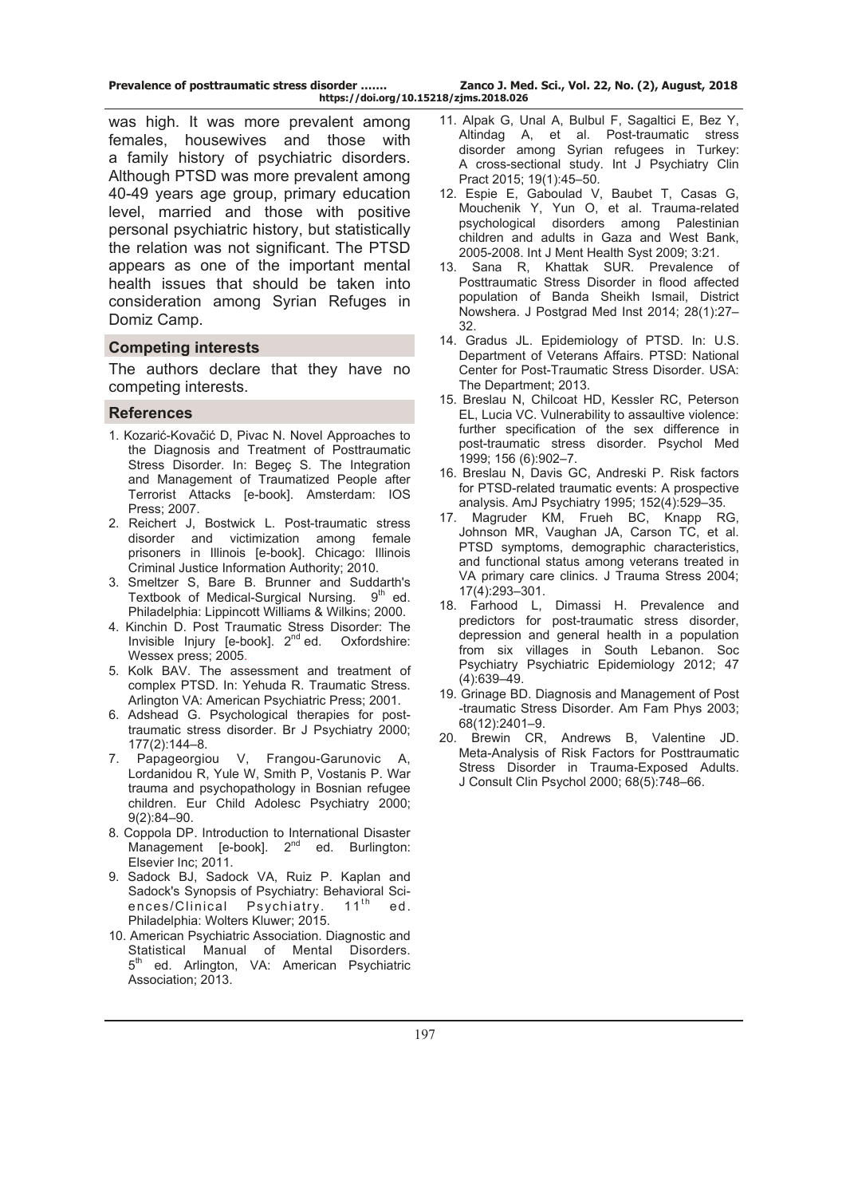was high. It was more prevalent among females, housewives and those with a family history of psychiatric disorders. Although PTSD was more prevalent among 40-49 years age group, primary education level, married and those with positive personal psychiatric history, but statistically the relation was not significant. The PTSD appears as one of the important mental health issues that should be taken into consideration among Syrian Refuges in Domiz Camp.

## Competing interests

The authors declare that they have no competing interests.

## References

1. Kozarić-Kovačić D, Pivac N. Novel Approaches to the Diagnosis and Treatment of Posttraumatic Stress Disorder. In: Begeç S. The Integration and Management of Traumatized People after Terrorist Attacks [e-book]. Amsterdam: IOS Press; 2007.
2. Reichert J, Bostwick L. Post-traumatic stress disorder and victimization among female prisoners in Illinois [e-book]. Chicago: Illinois Criminal Justice Information Authority; 2010.
3. Smeltzer S, Bare B. Brunner and Suddarth's Textbook of Medical-Surgical Nursing. 9th ed. Philadelphia: Lippincott Williams & Wilkins; 2000.
4. Kinchin D. Post Traumatic Stress Disorder: The Invisible Injury [e-book]. 2nd ed. Oxfordshire: Wessex press; 2005.
5. Kolk BAV. The assessment and treatment of complex PTSD. In: Yehuda R. Traumatic Stress. Arlington VA: American Psychiatric Press; 2001.
6. Adshead G. Psychological therapies for post-traumatic stress disorder. Br J Psychiatry 2000; 177(2):144–8.
7. Papageorgiou V, Frangou-Garunovic A, Lordanidou R, Yule W, Smith P, Vostanis P. War trauma and psychopathology in Bosnian refugee children. Eur Child Adolesc Psychiatry 2000; 9(2):84–90.
8. Coppola DP. Introduction to International Disaster Management [e-book]. 2nd ed. Burlington: Elsevier Inc; 2011.
9. Sadock BJ, Sadock VA, Ruiz P. Kaplan and Sadock's Synopsis of Psychiatry: Behavioral Sciences/Clinical Psychiatry. 11th ed. Philadelphia: Wolters Kluwer; 2015.
10. American Psychiatric Association. Diagnostic and Statistical Manual of Mental Disorders. 5th ed. Arlington, VA: American Psychiatric Association; 2013.
11. Alpak G, Unal A, Bulbul F, Sagaltici E, Bez Y, Altindag A, et al. Post-traumatic stress disorder among Syrian refugees in Turkey: A cross-sectional study. Int J Psychiatry Clin Pract 2015; 19(1):45–50.
12. Espie E, Gaboulad V, Baubet T, Casas G, Mouchenik Y, Yun O, et al. Trauma-related psychological disorders among Palestinian children and adults in Gaza and West Bank, 2005-2008. Int J Ment Health Syst 2009; 3:21.
13. Sana R, Khattak SUR. Prevalence of Posttraumatic Stress Disorder in flood affected population of Banda Sheikh Ismail, District Nowshera. J Postgrad Med Inst 2014; 28(1):27–32.
14. Gradus JL. Epidemiology of PTSD. In: U.S. Department of Veterans Affairs. PTSD: National Center for Post-Traumatic Stress Disorder. USA: The Department; 2013.
15. Breslau N, Chilcoat HD, Kessler RC, Peterson EL, Lucia VC. Vulnerability to assaultive violence: further specification of the sex difference in post-traumatic stress disorder. Psychol Med 1999; 156 (6):902–7.
16. Breslau N, Davis GC, Andreski P. Risk factors for PTSD-related traumatic events: A prospective analysis. AmJ Psychiatry 1995; 152(4):529–35.
17. Magruder KM, Frueh BC, Knapp RG, Johnson MR, Vaughan JA, Carson TC, et al. PTSD symptoms, demographic characteristics, and functional status among veterans treated in VA primary care clinics. J Trauma Stress 2004; 17(4):293–301.
18. Farhood L, Dimassi H. Prevalence and predictors for post-traumatic stress disorder, depression and general health in a population from six villages in South Lebanon. Soc Psychiatry Psychiatric Epidemiology 2012; 47 (4):639–49.
19. Grinage BD. Diagnosis and Management of Post -traumatic Stress Disorder. Am Fam Phys 2003; 68(12):2401–9.
20. Brewin CR, Andrews B, Valentine JD. Meta-Analysis of Risk Factors for Posttraumatic Stress Disorder in Trauma-Exposed Adults. J Consult Clin Psychol 2000; 68(5):748–66.